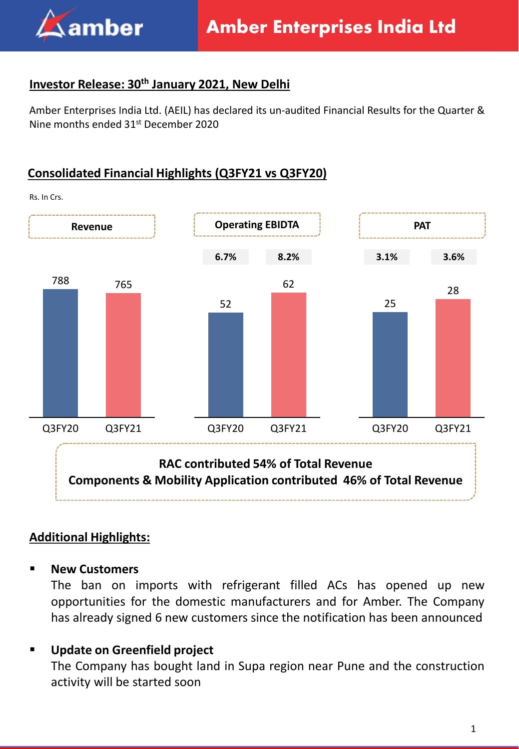# Amber Enterprises India Ltd

## Investor Release: 30th January 2021, New Delhi

Amber Enterprises India Ltd. (AEIL) has declared its un-audited Financial Results for the Quarter & Nine months ended 31st December 2020

## Consolidated Financial Highlights (Q3FY21 vs Q3FY20)

Rs. In Crs.

| | Q3FY20 | Q3FY21 |
|---|---|---|
| Revenue | 788 | 765 |
| Operating EBIDTA | 52 | 62 |
| Operating EBIDTA Margin | 6.7% | 8.2% |
| PAT | 25 | 28 |
| PAT Margin | 3.1% | 3.6% |

**RAC contributed 54% of Total Revenue**

**Components & Mobility Application contributed 46% of Total Revenue**

## Additional Highlights:

- **New Customers**
  The ban on imports with refrigerant filled ACs has opened up new opportunities for the domestic manufacturers and for Amber. The Company has already signed 6 new customers since the notification has been announced

- **Update on Greenfield project**
  The Company has bought land in Supa region near Pune and the construction activity will be started soon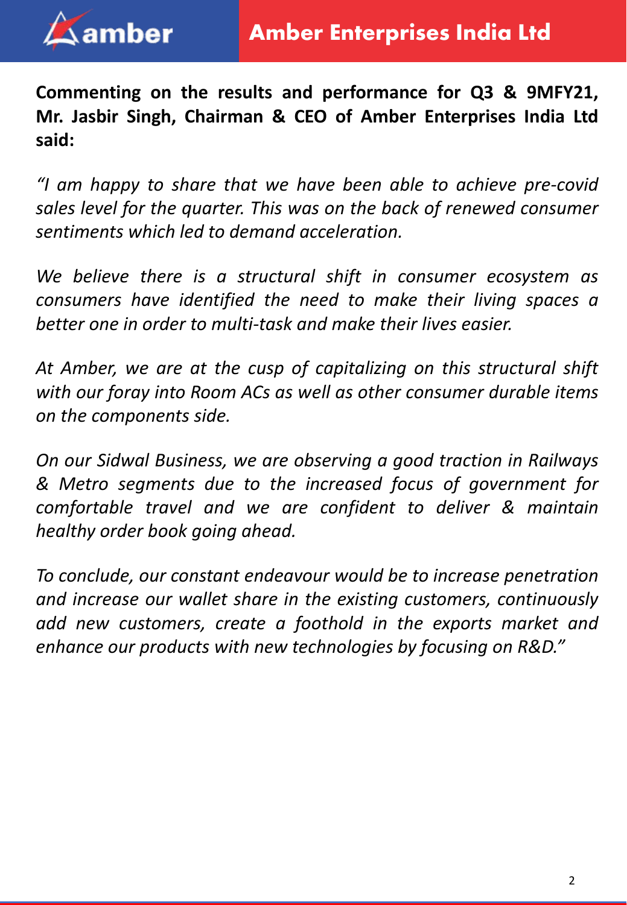**Commenting on the results and performance for Q3 & 9MFY21, Mr. Jasbir Singh, Chairman & CEO of Amber Enterprises India Ltd said:**

*"I am happy to share that we have been able to achieve pre-covid sales level for the quarter. This was on the back of renewed consumer sentiments which led to demand acceleration.*

*We believe there is a structural shift in consumer ecosystem as consumers have identified the need to make their living spaces a better one in order to multi-task and make their lives easier.*

*At Amber, we are at the cusp of capitalizing on this structural shift with our foray into Room ACs as well as other consumer durable items on the components side.*

*On our Sidwal Business, we are observing a good traction in Railways & Metro segments due to the increased focus of government for comfortable travel and we are confident to deliver & maintain healthy order book going ahead.*

*To conclude, our constant endeavour would be to increase penetration and increase our wallet share in the existing customers, continuously add new customers, create a foothold in the exports market and enhance our products with new technologies by focusing on R&D."*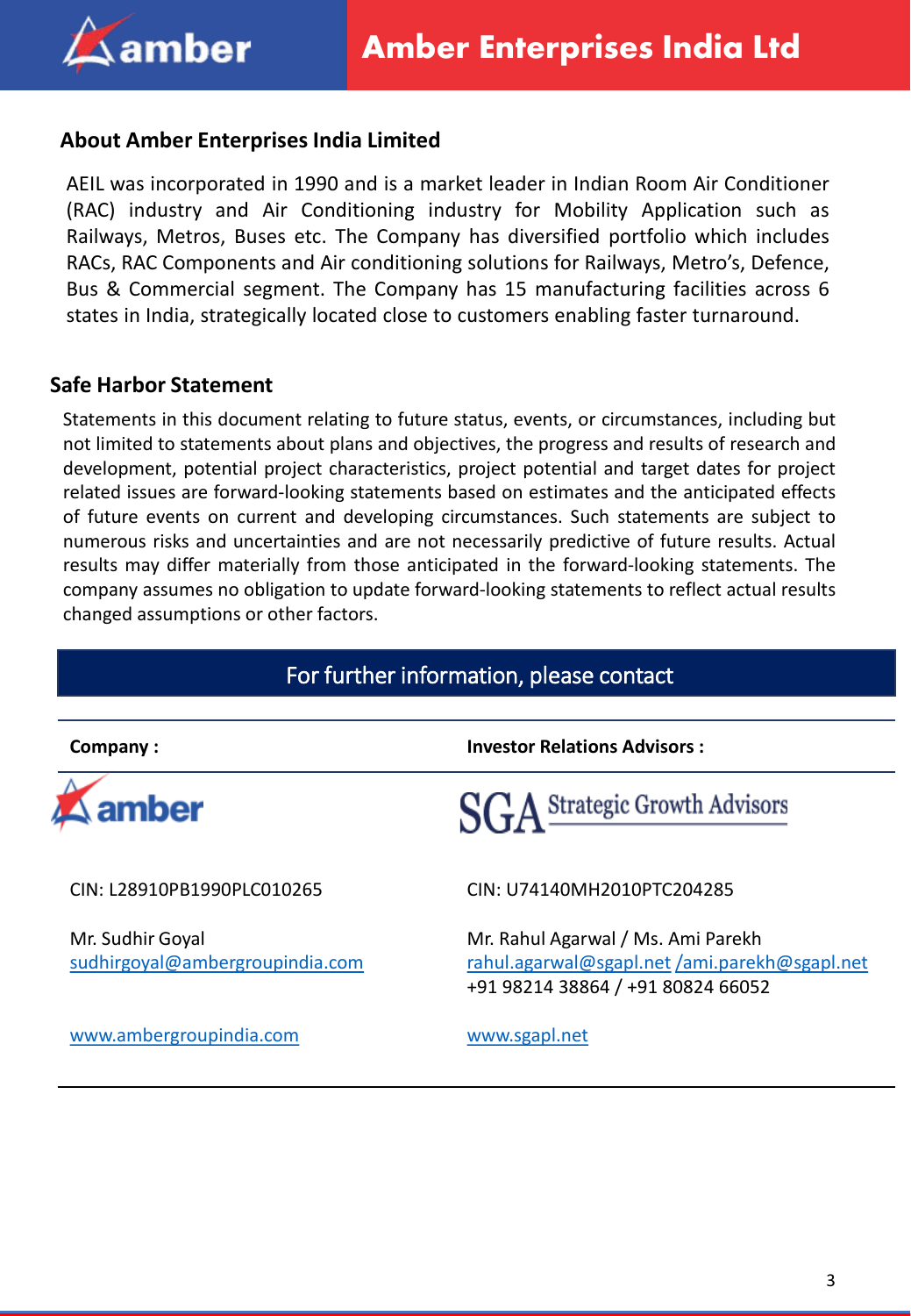## About Amber Enterprises India Limited

AEIL was incorporated in 1990 and is a market leader in Indian Room Air Conditioner (RAC) industry and Air Conditioning industry for Mobility Application such as Railways, Metros, Buses etc. The Company has diversified portfolio which includes RACs, RAC Components and Air conditioning solutions for Railways, Metro's, Defence, Bus & Commercial segment. The Company has 15 manufacturing facilities across 6 states in India, strategically located close to customers enabling faster turnaround.

## Safe Harbor Statement

Statements in this document relating to future status, events, or circumstances, including but not limited to statements about plans and objectives, the progress and results of research and development, potential project characteristics, project potential and target dates for project related issues are forward-looking statements based on estimates and the anticipated effects of future events on current and developing circumstances. Such statements are subject to numerous risks and uncertainties and are not necessarily predictive of future results. Actual results may differ materially from those anticipated in the forward-looking statements. The company assumes no obligation to update forward-looking statements to reflect actual results changed assumptions or other factors.

## For further information, please contact

| **Company :** | **Investor Relations Advisors :** |
|---|---|
| amber | SGA Strategic Growth Advisors |
| CIN: L28910PB1990PLC010265 | CIN: U74140MH2010PTC204285 |
| Mr. Sudhir Goyal<br>sudhirgoyal@ambergroupindia.com | Mr. Rahul Agarwal / Ms. Ami Parekh<br>rahul.agarwal@sgapl.net /ami.parekh@sgapl.net<br>+91 98214 38864 / +91 80824 66052 |
| www.ambergroupindia.com | www.sgapl.net |